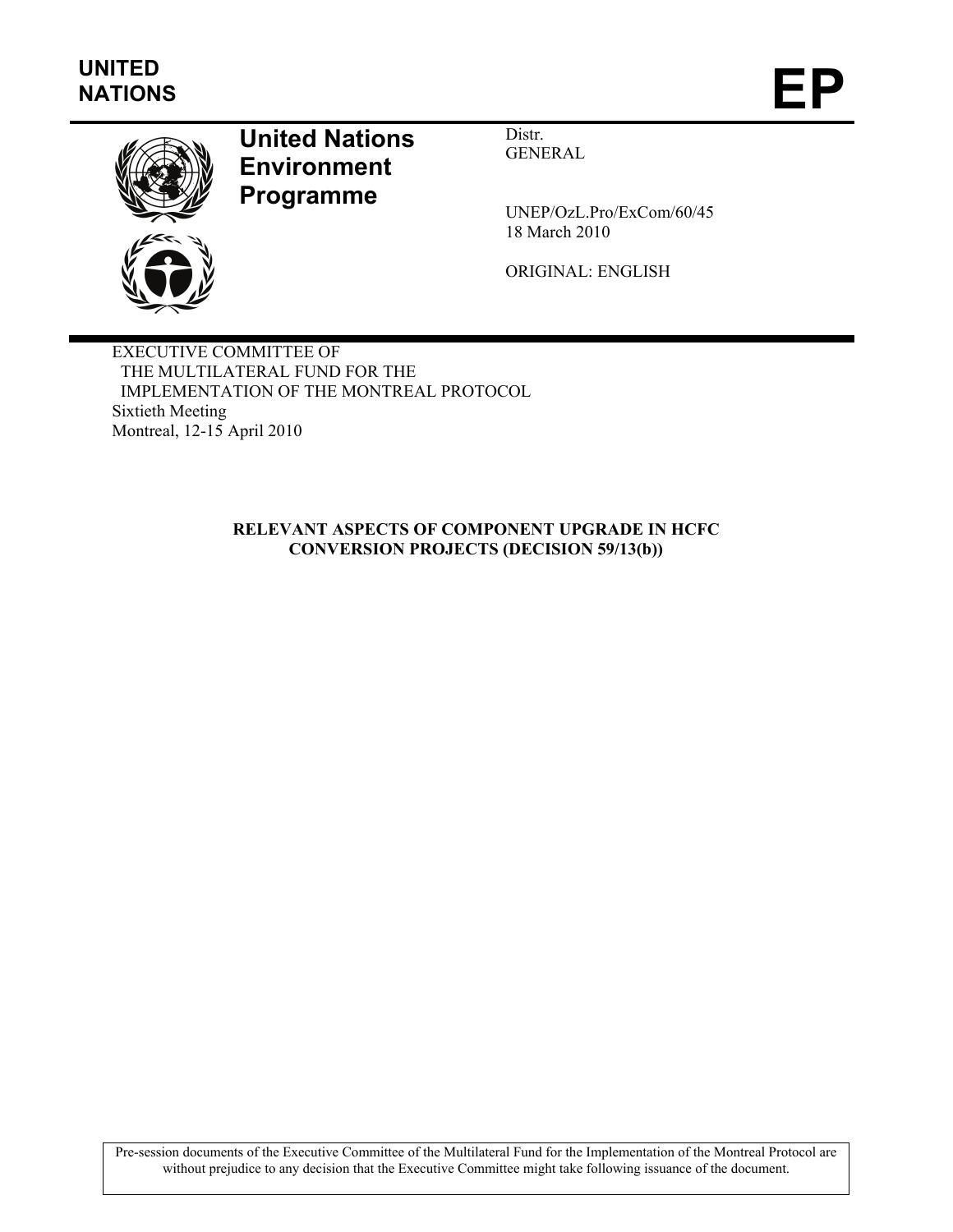**UNITED NATIONS**

# EP

**United Nations Environment Programme**

Distr.
GENERAL

UNEP/OzL.Pro/ExCom/60/45
18 March 2010

ORIGINAL: ENGLISH

EXECUTIVE COMMITTEE OF
THE MULTILATERAL FUND FOR THE
IMPLEMENTATION OF THE MONTREAL PROTOCOL
Sixtieth Meeting
Montreal, 12-15 April 2010

## RELEVANT ASPECTS OF COMPONENT UPGRADE IN HCFC CONVERSION PROJECTS (DECISION 59/13(b))

Pre-session documents of the Executive Committee of the Multilateral Fund for the Implementation of the Montreal Protocol are without prejudice to any decision that the Executive Committee might take following issuance of the document.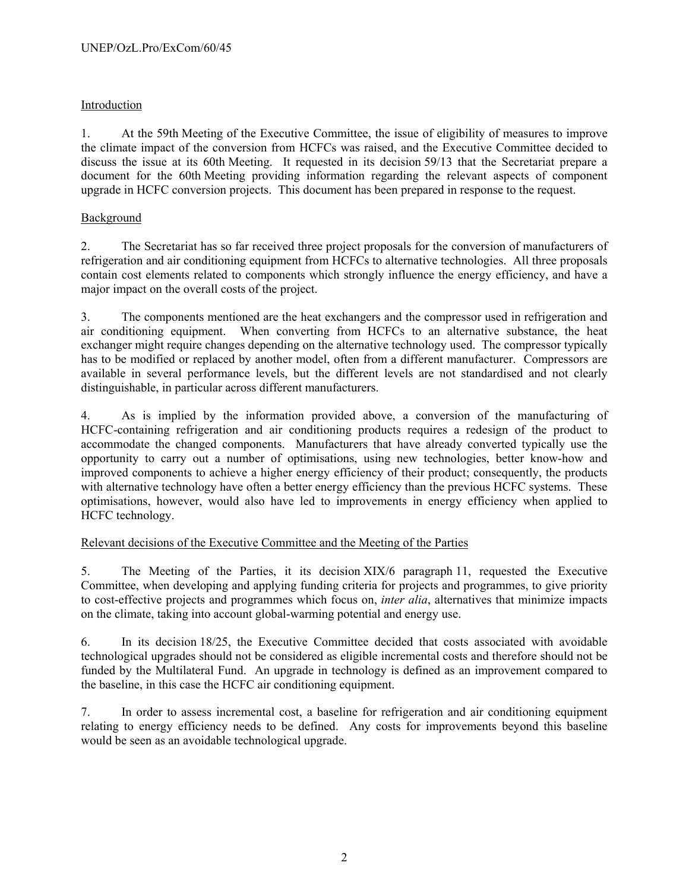## Introduction

1. At the 59th Meeting of the Executive Committee, the issue of eligibility of measures to improve the climate impact of the conversion from HCFCs was raised, and the Executive Committee decided to discuss the issue at its 60th Meeting. It requested in its decision 59/13 that the Secretariat prepare a document for the 60th Meeting providing information regarding the relevant aspects of component upgrade in HCFC conversion projects. This document has been prepared in response to the request.

## Background

2. The Secretariat has so far received three project proposals for the conversion of manufacturers of refrigeration and air conditioning equipment from HCFCs to alternative technologies. All three proposals contain cost elements related to components which strongly influence the energy efficiency, and have a major impact on the overall costs of the project.

3. The components mentioned are the heat exchangers and the compressor used in refrigeration and air conditioning equipment. When converting from HCFCs to an alternative substance, the heat exchanger might require changes depending on the alternative technology used. The compressor typically has to be modified or replaced by another model, often from a different manufacturer. Compressors are available in several performance levels, but the different levels are not standardised and not clearly distinguishable, in particular across different manufacturers.

4. As is implied by the information provided above, a conversion of the manufacturing of HCFC-containing refrigeration and air conditioning products requires a redesign of the product to accommodate the changed components. Manufacturers that have already converted typically use the opportunity to carry out a number of optimisations, using new technologies, better know-how and improved components to achieve a higher energy efficiency of their product; consequently, the products with alternative technology have often a better energy efficiency than the previous HCFC systems. These optimisations, however, would also have led to improvements in energy efficiency when applied to HCFC technology.

## Relevant decisions of the Executive Committee and the Meeting of the Parties

5. The Meeting of the Parties, it its decision XIX/6 paragraph 11, requested the Executive Committee, when developing and applying funding criteria for projects and programmes, to give priority to cost-effective projects and programmes which focus on, *inter alia*, alternatives that minimize impacts on the climate, taking into account global-warming potential and energy use.

6. In its decision 18/25, the Executive Committee decided that costs associated with avoidable technological upgrades should not be considered as eligible incremental costs and therefore should not be funded by the Multilateral Fund. An upgrade in technology is defined as an improvement compared to the baseline, in this case the HCFC air conditioning equipment.

7. In order to assess incremental cost, a baseline for refrigeration and air conditioning equipment relating to energy efficiency needs to be defined. Any costs for improvements beyond this baseline would be seen as an avoidable technological upgrade.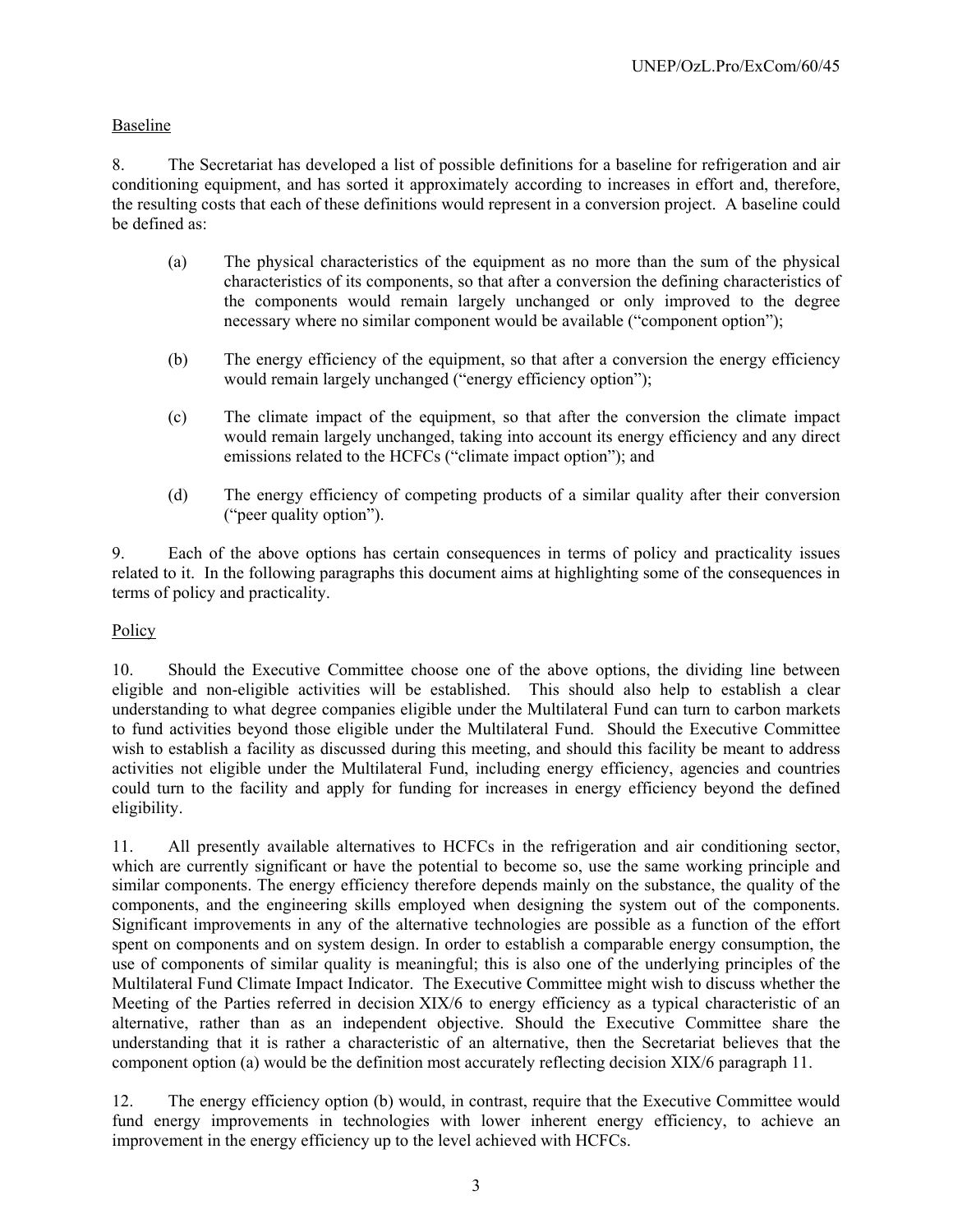Baseline

8. The Secretariat has developed a list of possible definitions for a baseline for refrigeration and air conditioning equipment, and has sorted it approximately according to increases in effort and, therefore, the resulting costs that each of these definitions would represent in a conversion project. A baseline could be defined as:

(a) The physical characteristics of the equipment as no more than the sum of the physical characteristics of its components, so that after a conversion the defining characteristics of the components would remain largely unchanged or only improved to the degree necessary where no similar component would be available ("component option");

(b) The energy efficiency of the equipment, so that after a conversion the energy efficiency would remain largely unchanged ("energy efficiency option");

(c) The climate impact of the equipment, so that after the conversion the climate impact would remain largely unchanged, taking into account its energy efficiency and any direct emissions related to the HCFCs ("climate impact option"); and

(d) The energy efficiency of competing products of a similar quality after their conversion ("peer quality option").

9. Each of the above options has certain consequences in terms of policy and practicality issues related to it. In the following paragraphs this document aims at highlighting some of the consequences in terms of policy and practicality.

Policy

10. Should the Executive Committee choose one of the above options, the dividing line between eligible and non-eligible activities will be established. This should also help to establish a clear understanding to what degree companies eligible under the Multilateral Fund can turn to carbon markets to fund activities beyond those eligible under the Multilateral Fund. Should the Executive Committee wish to establish a facility as discussed during this meeting, and should this facility be meant to address activities not eligible under the Multilateral Fund, including energy efficiency, agencies and countries could turn to the facility and apply for funding for increases in energy efficiency beyond the defined eligibility.

11. All presently available alternatives to HCFCs in the refrigeration and air conditioning sector, which are currently significant or have the potential to become so, use the same working principle and similar components. The energy efficiency therefore depends mainly on the substance, the quality of the components, and the engineering skills employed when designing the system out of the components. Significant improvements in any of the alternative technologies are possible as a function of the effort spent on components and on system design. In order to establish a comparable energy consumption, the use of components of similar quality is meaningful; this is also one of the underlying principles of the Multilateral Fund Climate Impact Indicator. The Executive Committee might wish to discuss whether the Meeting of the Parties referred in decision XIX/6 to energy efficiency as a typical characteristic of an alternative, rather than as an independent objective. Should the Executive Committee share the understanding that it is rather a characteristic of an alternative, then the Secretariat believes that the component option (a) would be the definition most accurately reflecting decision XIX/6 paragraph 11.

12. The energy efficiency option (b) would, in contrast, require that the Executive Committee would fund energy improvements in technologies with lower inherent energy efficiency, to achieve an improvement in the energy efficiency up to the level achieved with HCFCs.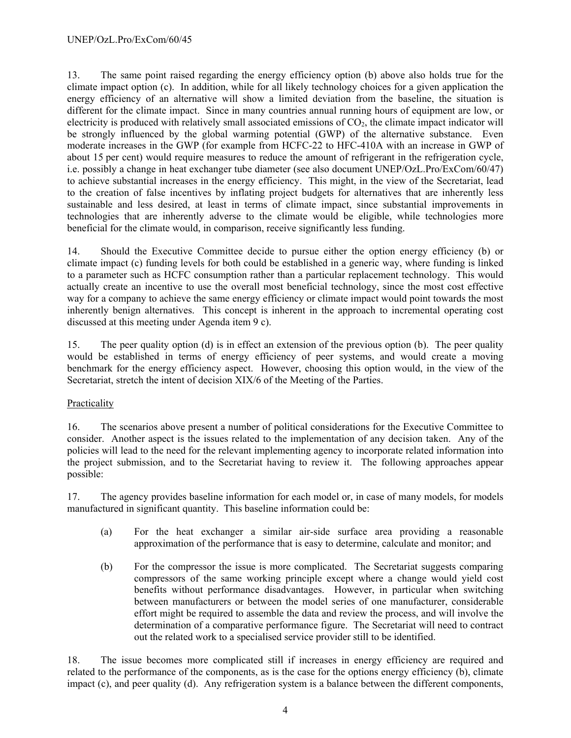13. The same point raised regarding the energy efficiency option (b) above also holds true for the climate impact option (c). In addition, while for all likely technology choices for a given application the energy efficiency of an alternative will show a limited deviation from the baseline, the situation is different for the climate impact. Since in many countries annual running hours of equipment are low, or electricity is produced with relatively small associated emissions of $CO_2$, the climate impact indicator will be strongly influenced by the global warming potential (GWP) of the alternative substance. Even moderate increases in the GWP (for example from HCFC-22 to HFC-410A with an increase in GWP of about 15 per cent) would require measures to reduce the amount of refrigerant in the refrigeration cycle, i.e. possibly a change in heat exchanger tube diameter (see also document UNEP/OzL.Pro/ExCom/60/47) to achieve substantial increases in the energy efficiency. This might, in the view of the Secretariat, lead to the creation of false incentives by inflating project budgets for alternatives that are inherently less sustainable and less desired, at least in terms of climate impact, since substantial improvements in technologies that are inherently adverse to the climate would be eligible, while technologies more beneficial for the climate would, in comparison, receive significantly less funding.

14. Should the Executive Committee decide to pursue either the option energy efficiency (b) or climate impact (c) funding levels for both could be established in a generic way, where funding is linked to a parameter such as HCFC consumption rather than a particular replacement technology. This would actually create an incentive to use the overall most beneficial technology, since the most cost effective way for a company to achieve the same energy efficiency or climate impact would point towards the most inherently benign alternatives. This concept is inherent in the approach to incremental operating cost discussed at this meeting under Agenda item 9 c).

15. The peer quality option (d) is in effect an extension of the previous option (b). The peer quality would be established in terms of energy efficiency of peer systems, and would create a moving benchmark for the energy efficiency aspect. However, choosing this option would, in the view of the Secretariat, stretch the intent of decision XIX/6 of the Meeting of the Parties.

Practicality

16. The scenarios above present a number of political considerations for the Executive Committee to consider. Another aspect is the issues related to the implementation of any decision taken. Any of the policies will lead to the need for the relevant implementing agency to incorporate related information into the project submission, and to the Secretariat having to review it. The following approaches appear possible:

17. The agency provides baseline information for each model or, in case of many models, for models manufactured in significant quantity. This baseline information could be:

(a) For the heat exchanger a similar air-side surface area providing a reasonable approximation of the performance that is easy to determine, calculate and monitor; and

(b) For the compressor the issue is more complicated. The Secretariat suggests comparing compressors of the same working principle except where a change would yield cost benefits without performance disadvantages. However, in particular when switching between manufacturers or between the model series of one manufacturer, considerable effort might be required to assemble the data and review the process, and will involve the determination of a comparative performance figure. The Secretariat will need to contract out the related work to a specialised service provider still to be identified.

18. The issue becomes more complicated still if increases in energy efficiency are required and related to the performance of the components, as is the case for the options energy efficiency (b), climate impact (c), and peer quality (d). Any refrigeration system is a balance between the different components,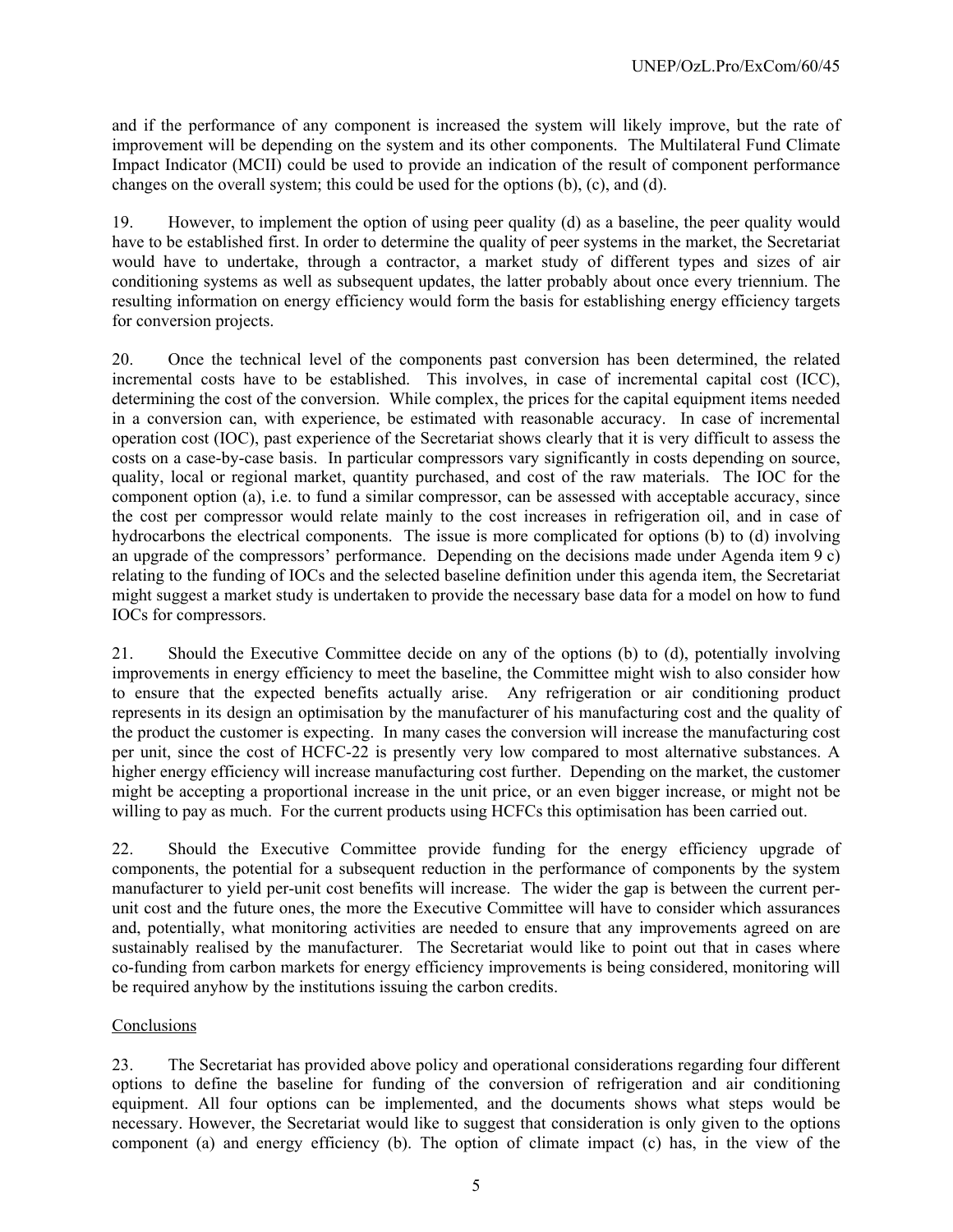and if the performance of any component is increased the system will likely improve, but the rate of improvement will be depending on the system and its other components. The Multilateral Fund Climate Impact Indicator (MCII) could be used to provide an indication of the result of component performance changes on the overall system; this could be used for the options (b), (c), and (d).

19. However, to implement the option of using peer quality (d) as a baseline, the peer quality would have to be established first. In order to determine the quality of peer systems in the market, the Secretariat would have to undertake, through a contractor, a market study of different types and sizes of air conditioning systems as well as subsequent updates, the latter probably about once every triennium. The resulting information on energy efficiency would form the basis for establishing energy efficiency targets for conversion projects.

20. Once the technical level of the components past conversion has been determined, the related incremental costs have to be established. This involves, in case of incremental capital cost (ICC), determining the cost of the conversion. While complex, the prices for the capital equipment items needed in a conversion can, with experience, be estimated with reasonable accuracy. In case of incremental operation cost (IOC), past experience of the Secretariat shows clearly that it is very difficult to assess the costs on a case-by-case basis. In particular compressors vary significantly in costs depending on source, quality, local or regional market, quantity purchased, and cost of the raw materials. The IOC for the component option (a), i.e. to fund a similar compressor, can be assessed with acceptable accuracy, since the cost per compressor would relate mainly to the cost increases in refrigeration oil, and in case of hydrocarbons the electrical components. The issue is more complicated for options (b) to (d) involving an upgrade of the compressors' performance. Depending on the decisions made under Agenda item 9 c) relating to the funding of IOCs and the selected baseline definition under this agenda item, the Secretariat might suggest a market study is undertaken to provide the necessary base data for a model on how to fund IOCs for compressors.

21. Should the Executive Committee decide on any of the options (b) to (d), potentially involving improvements in energy efficiency to meet the baseline, the Committee might wish to also consider how to ensure that the expected benefits actually arise. Any refrigeration or air conditioning product represents in its design an optimisation by the manufacturer of his manufacturing cost and the quality of the product the customer is expecting. In many cases the conversion will increase the manufacturing cost per unit, since the cost of HCFC-22 is presently very low compared to most alternative substances. A higher energy efficiency will increase manufacturing cost further. Depending on the market, the customer might be accepting a proportional increase in the unit price, or an even bigger increase, or might not be willing to pay as much. For the current products using HCFCs this optimisation has been carried out.

22. Should the Executive Committee provide funding for the energy efficiency upgrade of components, the potential for a subsequent reduction in the performance of components by the system manufacturer to yield per-unit cost benefits will increase. The wider the gap is between the current per-unit cost and the future ones, the more the Executive Committee will have to consider which assurances and, potentially, what monitoring activities are needed to ensure that any improvements agreed on are sustainably realised by the manufacturer. The Secretariat would like to point out that in cases where co-funding from carbon markets for energy efficiency improvements is being considered, monitoring will be required anyhow by the institutions issuing the carbon credits.

## Conclusions

23. The Secretariat has provided above policy and operational considerations regarding four different options to define the baseline for funding of the conversion of refrigeration and air conditioning equipment. All four options can be implemented, and the documents shows what steps would be necessary. However, the Secretariat would like to suggest that consideration is only given to the options component (a) and energy efficiency (b). The option of climate impact (c) has, in the view of the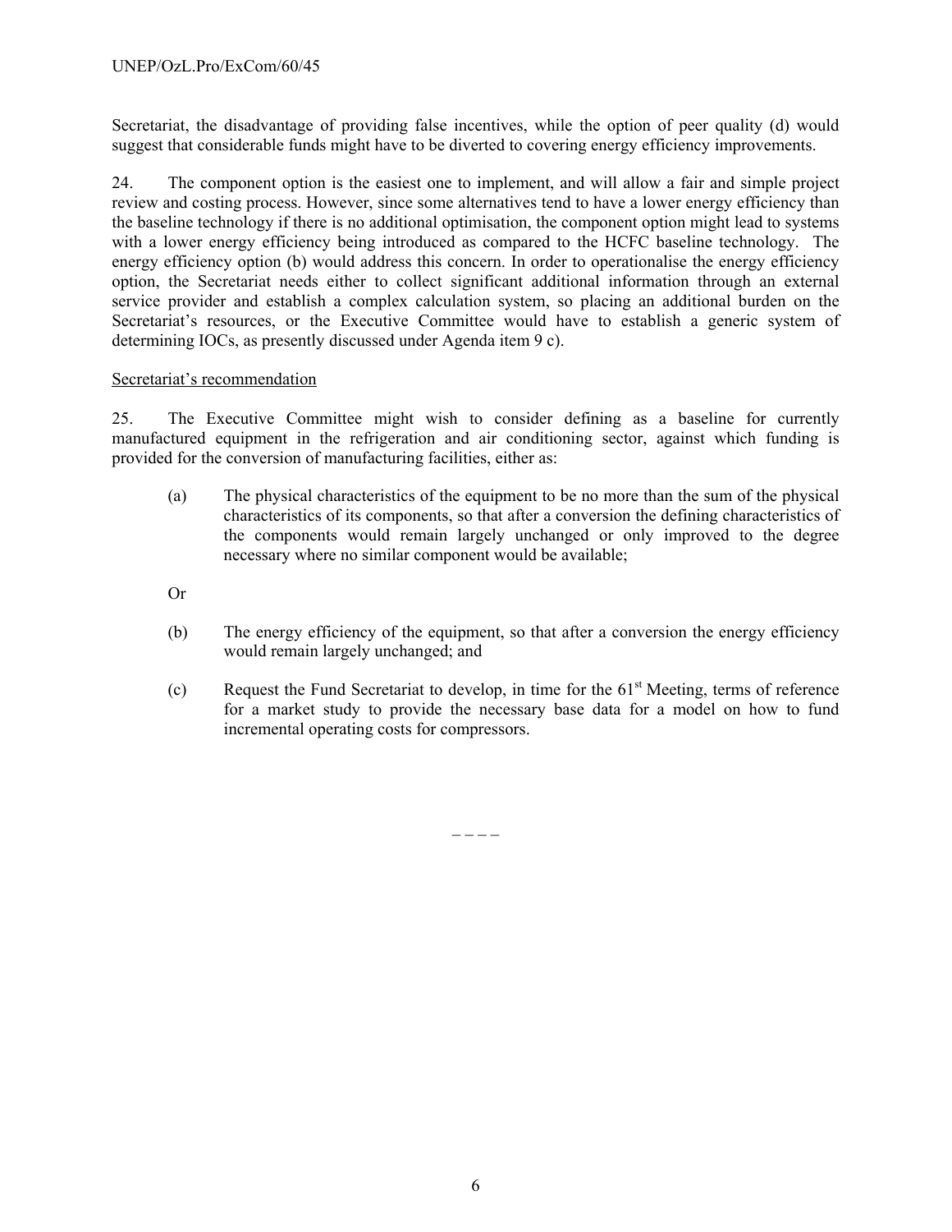Secretariat, the disadvantage of providing false incentives, while the option of peer quality (d) would suggest that considerable funds might have to be diverted to covering energy efficiency improvements.

24. The component option is the easiest one to implement, and will allow a fair and simple project review and costing process. However, since some alternatives tend to have a lower energy efficiency than the baseline technology if there is no additional optimisation, the component option might lead to systems with a lower energy efficiency being introduced as compared to the HCFC baseline technology. The energy efficiency option (b) would address this concern. In order to operationalise the energy efficiency option, the Secretariat needs either to collect significant additional information through an external service provider and establish a complex calculation system, so placing an additional burden on the Secretariat's resources, or the Executive Committee would have to establish a generic system of determining IOCs, as presently discussed under Agenda item 9 c).

Secretariat's recommendation

25. The Executive Committee might wish to consider defining as a baseline for currently manufactured equipment in the refrigeration and air conditioning sector, against which funding is provided for the conversion of manufacturing facilities, either as:

(a) The physical characteristics of the equipment to be no more than the sum of the physical characteristics of its components, so that after a conversion the defining characteristics of the components would remain largely unchanged or only improved to the degree necessary where no similar component would be available;

Or

(b) The energy efficiency of the equipment, so that after a conversion the energy efficiency would remain largely unchanged; and

(c) Request the Fund Secretariat to develop, in time for the 61st Meeting, terms of reference for a market study to provide the necessary base data for a model on how to fund incremental operating costs for compressors.

– – – –